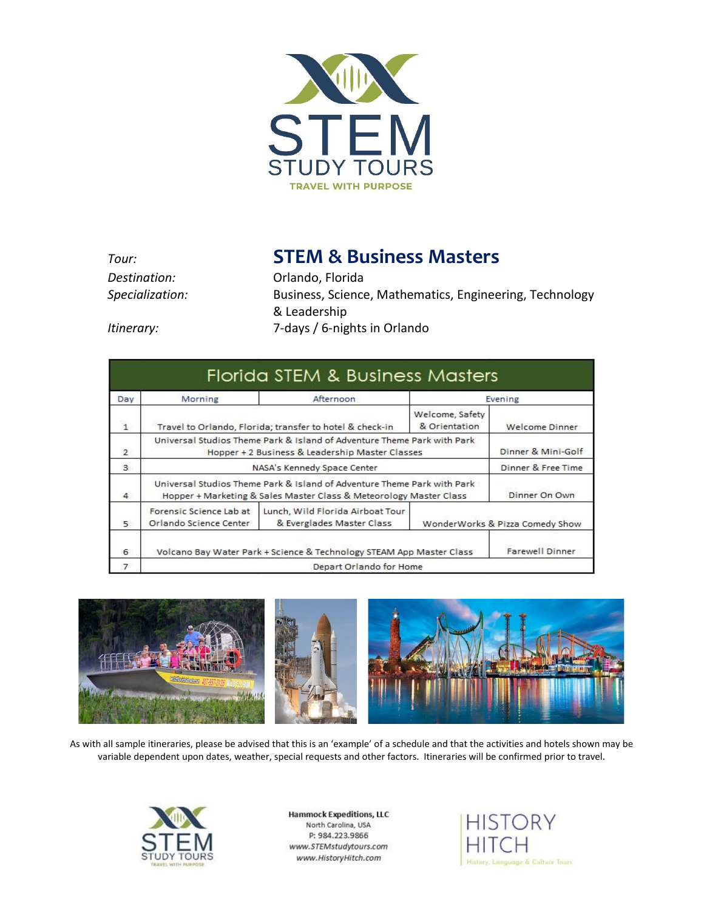STEM STUDY TOURS
TRAVEL WITH PURPOSE

| | |
|---|---|
| *Tour:* | **STEM & Business Masters** |
| *Destination:* | Orlando, Florida |
| *Specialization:* | Business, Science, Mathematics, Engineering, Technology & Leadership |
| *Itinerary:* | 7-days / 6-nights in Orlando |

| Florida STEM & Business Masters | | | | |
|---|---|---|---|---|
| Day | Morning | Afternoon | Evening | |
| 1 | Travel to Orlando, Florida; transfer to hotel & check-in | | Welcome, Safety & Orientation | Welcome Dinner |
| 2 | Universal Studios Theme Park & Island of Adventure Theme Park with Park Hopper + 2 Business & Leadership Master Classes | | | Dinner & Mini-Golf |
| 3 | NASA's Kennedy Space Center | | | Dinner & Free Time |
| 4 | Universal Studios Theme Park & Island of Adventure Theme Park with Park Hopper + Marketing & Sales Master Class & Meteorology Master Class | | | Dinner On Own |
| 5 | Forensic Science Lab at Orlando Science Center | Lunch, Wild Florida Airboat Tour & Everglades Master Class | WonderWorks & Pizza Comedy Show | |
| 6 | Volcano Bay Water Park + Science & Technology STEAM App Master Class | | | Farewell Dinner |
| 7 | Depart Orlando for Home | | | |

As with all sample itineraries, please be advised that this is an 'example' of a schedule and that the activities and hotels shown may be variable dependent upon dates, weather, special requests and other factors. Itineraries will be confirmed prior to travel.

**Hammock Expeditions, LLC**
North Carolina, USA
P: 984.223.9866
*www.STEMstudytours.com*
*www.HistoryHitch.com*

HISTORY HITCH
History, Language & Culture Tours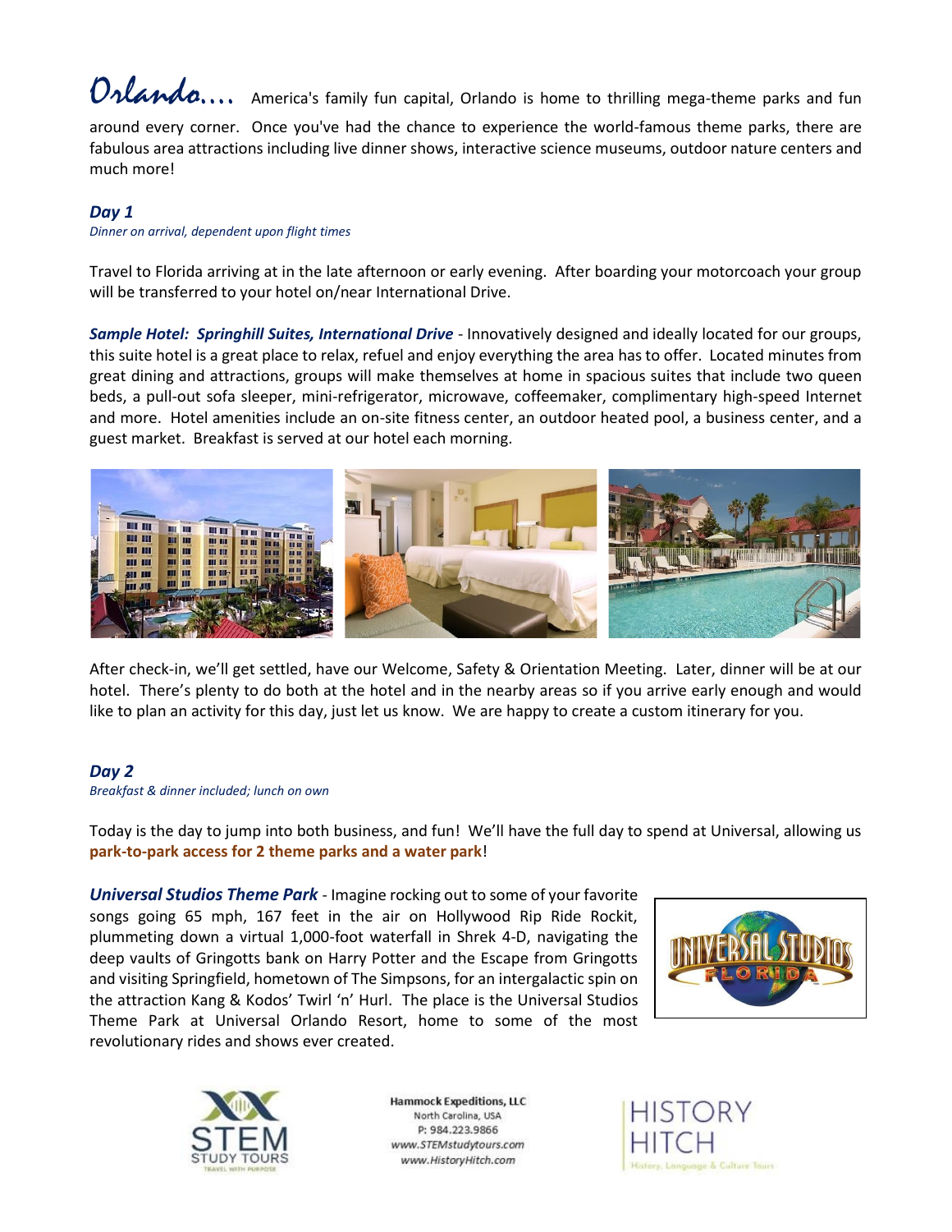*Orlando….* America's family fun capital, Orlando is home to thrilling mega-theme parks and fun around every corner. Once you've had the chance to experience the world-famous theme parks, there are fabulous area attractions including live dinner shows, interactive science museums, outdoor nature centers and much more!

## *Day 1*

*Dinner on arrival, dependent upon flight times*

Travel to Florida arriving at in the late afternoon or early evening. After boarding your motorcoach your group will be transferred to your hotel on/near International Drive.

***Sample Hotel: Springhill Suites, International Drive*** - Innovatively designed and ideally located for our groups, this suite hotel is a great place to relax, refuel and enjoy everything the area has to offer. Located minutes from great dining and attractions, groups will make themselves at home in spacious suites that include two queen beds, a pull-out sofa sleeper, mini-refrigerator, microwave, coffeemaker, complimentary high-speed Internet and more. Hotel amenities include an on-site fitness center, an outdoor heated pool, a business center, and a guest market. Breakfast is served at our hotel each morning.

After check-in, we'll get settled, have our Welcome, Safety & Orientation Meeting. Later, dinner will be at our hotel. There's plenty to do both at the hotel and in the nearby areas so if you arrive early enough and would like to plan an activity for this day, just let us know. We are happy to create a custom itinerary for you.

## *Day 2*

*Breakfast & dinner included; lunch on own*

Today is the day to jump into both business, and fun! We'll have the full day to spend at Universal, allowing us **park-to-park access for 2 theme parks and a water park**!

***Universal Studios Theme Park*** - Imagine rocking out to some of your favorite songs going 65 mph, 167 feet in the air on Hollywood Rip Ride Rockit, plummeting down a virtual 1,000-foot waterfall in Shrek 4-D, navigating the deep vaults of Gringotts bank on Harry Potter and the Escape from Gringotts and visiting Springfield, hometown of The Simpsons, for an intergalactic spin on the attraction Kang & Kodos' Twirl 'n' Hurl. The place is the Universal Studios Theme Park at Universal Orlando Resort, home to some of the most revolutionary rides and shows ever created.

Hammock Expeditions, LLC
North Carolina, USA
P: 984.223.9866
*www.STEMstudytours.com*
*www.HistoryHitch.com*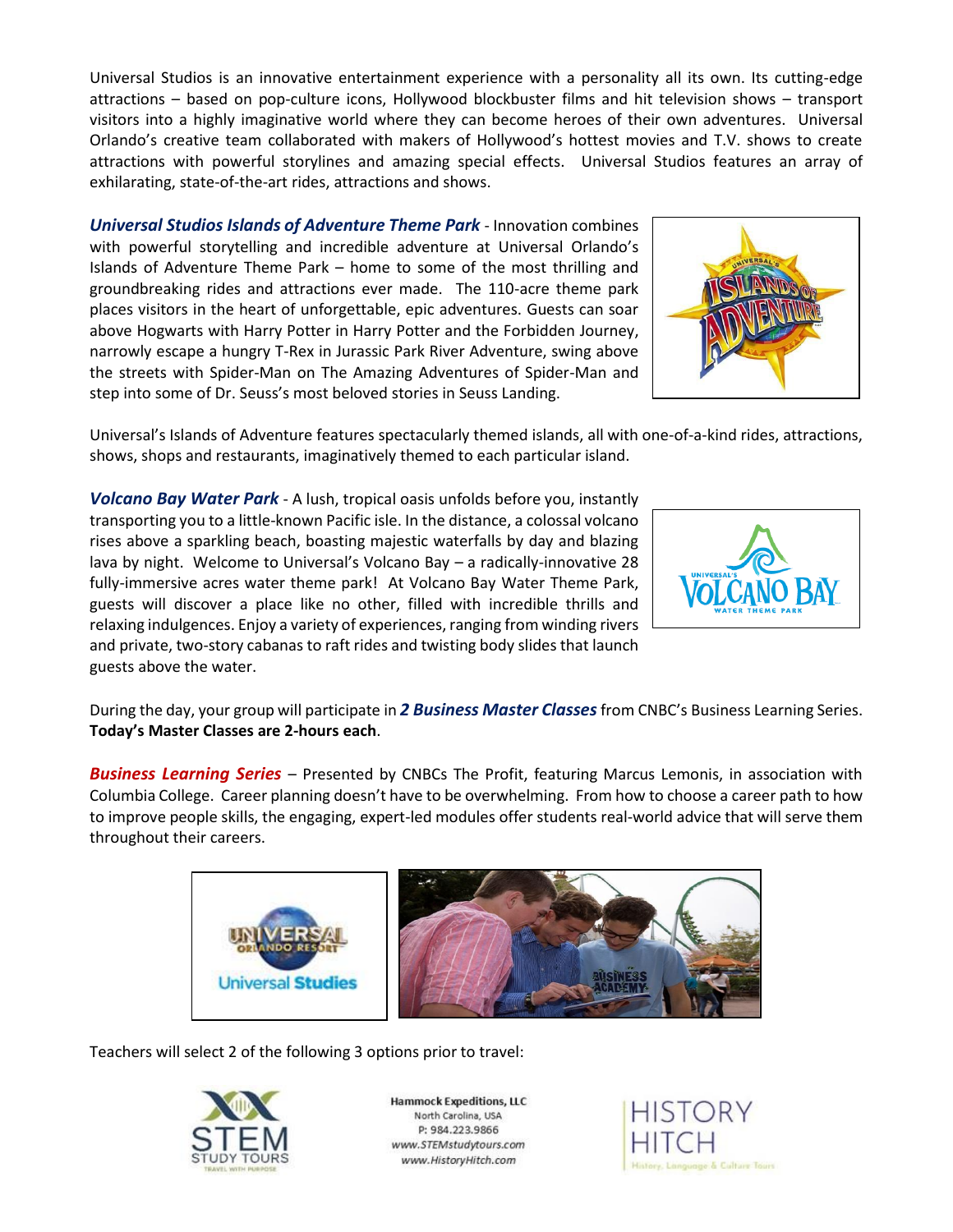Universal Studios is an innovative entertainment experience with a personality all its own. Its cutting-edge attractions – based on pop-culture icons, Hollywood blockbuster films and hit television shows – transport visitors into a highly imaginative world where they can become heroes of their own adventures. Universal Orlando's creative team collaborated with makers of Hollywood's hottest movies and T.V. shows to create attractions with powerful storylines and amazing special effects. Universal Studios features an array of exhilarating, state-of-the-art rides, attractions and shows.

***Universal Studios Islands of Adventure Theme Park*** - Innovation combines with powerful storytelling and incredible adventure at Universal Orlando's Islands of Adventure Theme Park – home to some of the most thrilling and groundbreaking rides and attractions ever made. The 110-acre theme park places visitors in the heart of unforgettable, epic adventures. Guests can soar above Hogwarts with Harry Potter in Harry Potter and the Forbidden Journey, narrowly escape a hungry T-Rex in Jurassic Park River Adventure, swing above the streets with Spider-Man on The Amazing Adventures of Spider-Man and step into some of Dr. Seuss's most beloved stories in Seuss Landing.

Universal's Islands of Adventure features spectacularly themed islands, all with one-of-a-kind rides, attractions, shows, shops and restaurants, imaginatively themed to each particular island.

***Volcano Bay Water Park*** - A lush, tropical oasis unfolds before you, instantly transporting you to a little-known Pacific isle. In the distance, a colossal volcano rises above a sparkling beach, boasting majestic waterfalls by day and blazing lava by night. Welcome to Universal's Volcano Bay – a radically-innovative 28 fully-immersive acres water theme park! At Volcano Bay Water Theme Park, guests will discover a place like no other, filled with incredible thrills and relaxing indulgences. Enjoy a variety of experiences, ranging from winding rivers and private, two-story cabanas to raft rides and twisting body slides that launch guests above the water.

During the day, your group will participate in ***2 Business Master Classes*** from CNBC's Business Learning Series. **Today's Master Classes are 2-hours each**.

***Business Learning Series*** – Presented by CNBCs The Profit, featuring Marcus Lemonis, in association with Columbia College. Career planning doesn't have to be overwhelming. From how to choose a career path to how to improve people skills, the engaging, expert-led modules offer students real-world advice that will serve them throughout their careers.

Teachers will select 2 of the following 3 options prior to travel: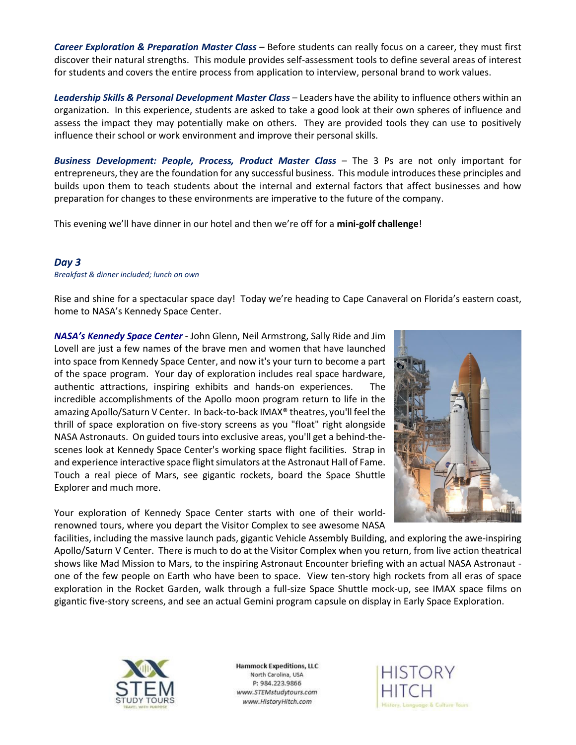***Career Exploration & Preparation Master Class*** – Before students can really focus on a career, they must first discover their natural strengths. This module provides self-assessment tools to define several areas of interest for students and covers the entire process from application to interview, personal brand to work values.

***Leadership Skills & Personal Development Master Class*** – Leaders have the ability to influence others within an organization. In this experience, students are asked to take a good look at their own spheres of influence and assess the impact they may potentially make on others. They are provided tools they can use to positively influence their school or work environment and improve their personal skills.

***Business Development: People, Process, Product Master Class*** – The 3 Ps are not only important for entrepreneurs, they are the foundation for any successful business. This module introduces these principles and builds upon them to teach students about the internal and external factors that affect businesses and how preparation for changes to these environments are imperative to the future of the company.

This evening we'll have dinner in our hotel and then we're off for a **mini-golf challenge**!

## *Day 3*

*Breakfast & dinner included; lunch on own*

Rise and shine for a spectacular space day! Today we're heading to Cape Canaveral on Florida's eastern coast, home to NASA's Kennedy Space Center.

***NASA's Kennedy Space Center*** - John Glenn, Neil Armstrong, Sally Ride and Jim Lovell are just a few names of the brave men and women that have launched into space from Kennedy Space Center, and now it's your turn to become a part of the space program. Your day of exploration includes real space hardware, authentic attractions, inspiring exhibits and hands-on experiences. The incredible accomplishments of the Apollo moon program return to life in the amazing Apollo/Saturn V Center. In back-to-back IMAX® theatres, you'll feel the thrill of space exploration on five-story screens as you "float" right alongside NASA Astronauts. On guided tours into exclusive areas, you'll get a behind-the-scenes look at Kennedy Space Center's working space flight facilities. Strap in and experience interactive space flight simulators at the Astronaut Hall of Fame. Touch a real piece of Mars, see gigantic rockets, board the Space Shuttle Explorer and much more.

Your exploration of Kennedy Space Center starts with one of their world-renowned tours, where you depart the Visitor Complex to see awesome NASA facilities, including the massive launch pads, gigantic Vehicle Assembly Building, and exploring the awe-inspiring Apollo/Saturn V Center. There is much to do at the Visitor Complex when you return, from live action theatrical shows like Mad Mission to Mars, to the inspiring Astronaut Encounter briefing with an actual NASA Astronaut - one of the few people on Earth who have been to space. View ten-story high rockets from all eras of space exploration in the Rocket Garden, walk through a full-size Space Shuttle mock-up, see IMAX space films on gigantic five-story screens, and see an actual Gemini program capsule on display in Early Space Exploration.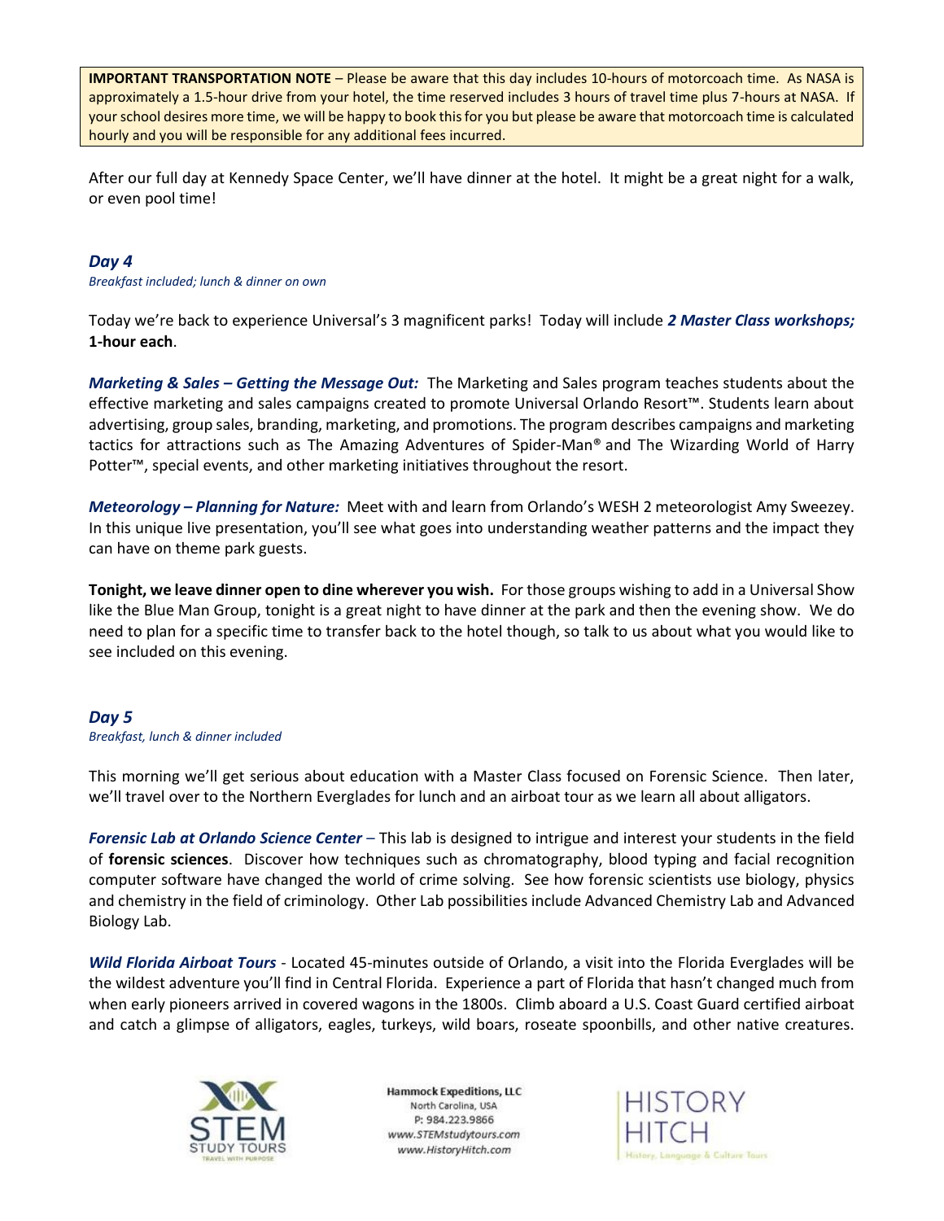**IMPORTANT TRANSPORTATION NOTE** – Please be aware that this day includes 10-hours of motorcoach time. As NASA is approximately a 1.5-hour drive from your hotel, the time reserved includes 3 hours of travel time plus 7-hours at NASA. If your school desires more time, we will be happy to book this for you but please be aware that motorcoach time is calculated hourly and you will be responsible for any additional fees incurred.

After our full day at Kennedy Space Center, we'll have dinner at the hotel. It might be a great night for a walk, or even pool time!

### *Day 4*

*Breakfast included; lunch & dinner on own*

Today we're back to experience Universal's 3 magnificent parks! Today will include ***2 Master Class workshops;*** **1-hour each**.

***Marketing & Sales – Getting the Message Out:*** The Marketing and Sales program teaches students about the effective marketing and sales campaigns created to promote Universal Orlando Resort™. Students learn about advertising, group sales, branding, marketing, and promotions. The program describes campaigns and marketing tactics for attractions such as The Amazing Adventures of Spider-Man® and The Wizarding World of Harry Potter™, special events, and other marketing initiatives throughout the resort.

***Meteorology – Planning for Nature:*** Meet with and learn from Orlando's WESH 2 meteorologist Amy Sweezey. In this unique live presentation, you'll see what goes into understanding weather patterns and the impact they can have on theme park guests.

**Tonight, we leave dinner open to dine wherever you wish.** For those groups wishing to add in a Universal Show like the Blue Man Group, tonight is a great night to have dinner at the park and then the evening show. We do need to plan for a specific time to transfer back to the hotel though, so talk to us about what you would like to see included on this evening.

### *Day 5*

*Breakfast, lunch & dinner included*

This morning we'll get serious about education with a Master Class focused on Forensic Science. Then later, we'll travel over to the Northern Everglades for lunch and an airboat tour as we learn all about alligators.

***Forensic Lab at Orlando Science Center*** – This lab is designed to intrigue and interest your students in the field of **forensic sciences**. Discover how techniques such as chromatography, blood typing and facial recognition computer software have changed the world of crime solving. See how forensic scientists use biology, physics and chemistry in the field of criminology. Other Lab possibilities include Advanced Chemistry Lab and Advanced Biology Lab.

***Wild Florida Airboat Tours*** - Located 45-minutes outside of Orlando, a visit into the Florida Everglades will be the wildest adventure you'll find in Central Florida. Experience a part of Florida that hasn't changed much from when early pioneers arrived in covered wagons in the 1800s. Climb aboard a U.S. Coast Guard certified airboat and catch a glimpse of alligators, eagles, turkeys, wild boars, roseate spoonbills, and other native creatures.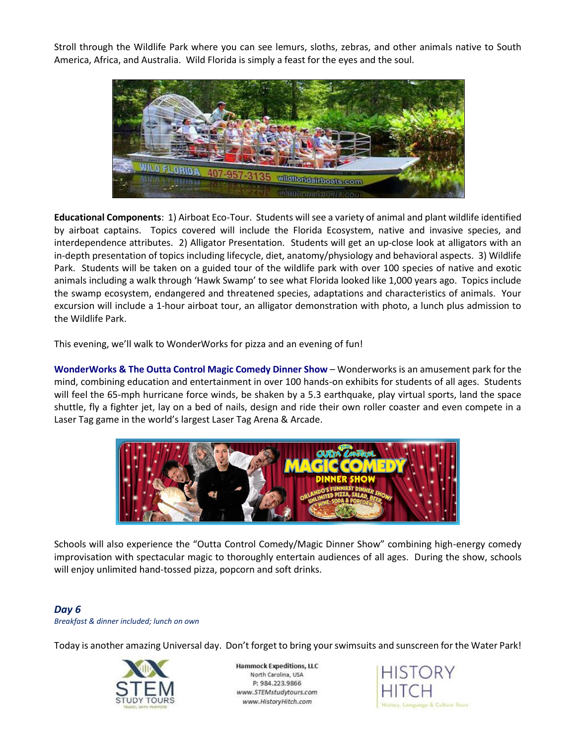Stroll through the Wildlife Park where you can see lemurs, sloths, zebras, and other animals native to South America, Africa, and Australia. Wild Florida is simply a feast for the eyes and the soul.

**Educational Components**: 1) Airboat Eco-Tour. Students will see a variety of animal and plant wildlife identified by airboat captains. Topics covered will include the Florida Ecosystem, native and invasive species, and interdependence attributes. 2) Alligator Presentation. Students will get an up-close look at alligators with an in-depth presentation of topics including lifecycle, diet, anatomy/physiology and behavioral aspects. 3) Wildlife Park. Students will be taken on a guided tour of the wildlife park with over 100 species of native and exotic animals including a walk through 'Hawk Swamp' to see what Florida looked like 1,000 years ago. Topics include the swamp ecosystem, endangered and threatened species, adaptations and characteristics of animals. Your excursion will include a 1-hour airboat tour, an alligator demonstration with photo, a lunch plus admission to the Wildlife Park.

This evening, we'll walk to WonderWorks for pizza and an evening of fun!

**WonderWorks & The Outta Control Magic Comedy Dinner Show** – Wonderworks is an amusement park for the mind, combining education and entertainment in over 100 hands-on exhibits for students of all ages. Students will feel the 65-mph hurricane force winds, be shaken by a 5.3 earthquake, play virtual sports, land the space shuttle, fly a fighter jet, lay on a bed of nails, design and ride their own roller coaster and even compete in a Laser Tag game in the world's largest Laser Tag Arena & Arcade.

Schools will also experience the "Outta Control Comedy/Magic Dinner Show" combining high-energy comedy improvisation with spectacular magic to thoroughly entertain audiences of all ages. During the show, schools will enjoy unlimited hand-tossed pizza, popcorn and soft drinks.

### *Day 6*

*Breakfast & dinner included; lunch on own*

Today is another amazing Universal day. Don't forget to bring your swimsuits and sunscreen for the Water Park!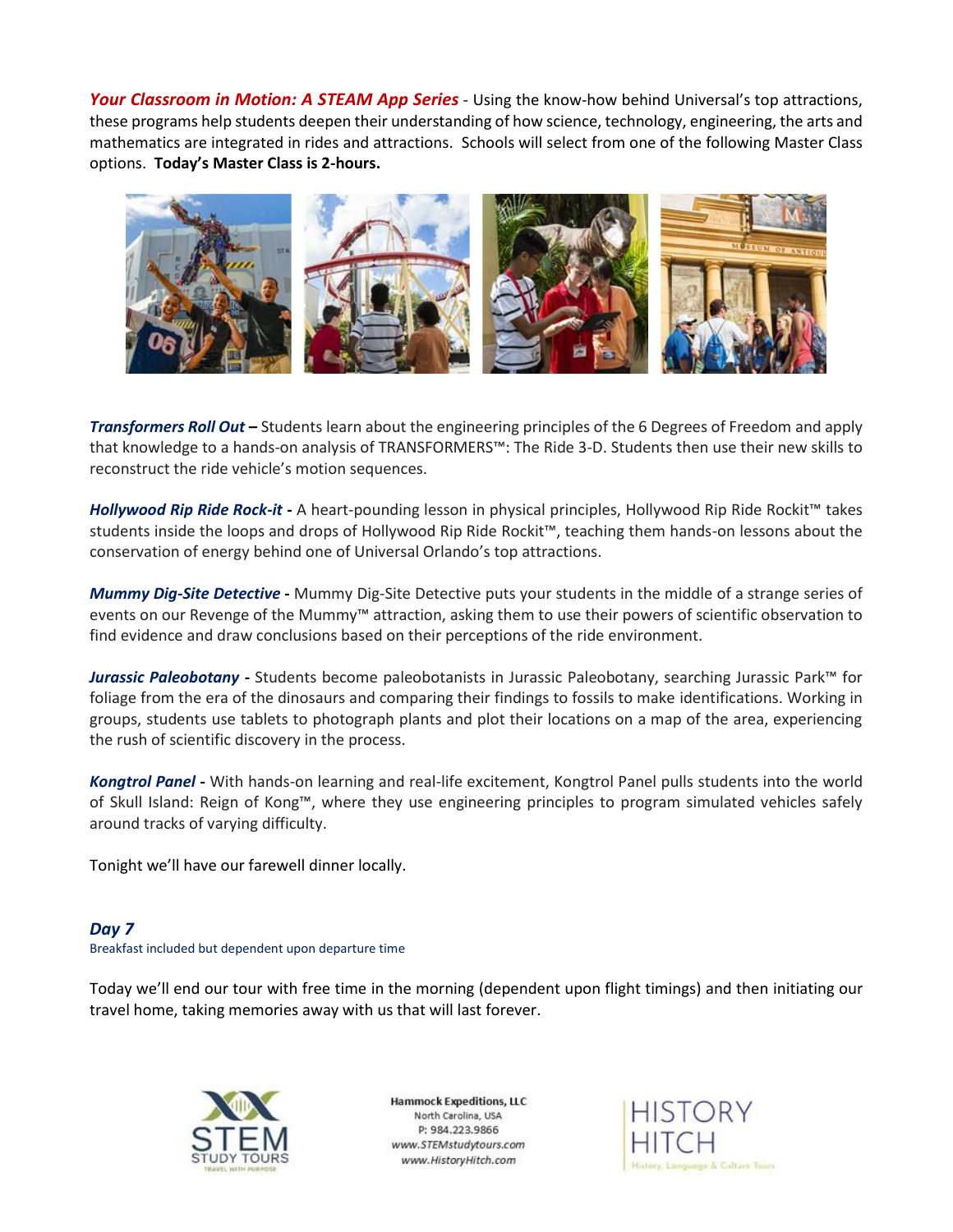***Your Classroom in Motion: A STEAM App Series*** - Using the know-how behind Universal's top attractions, these programs help students deepen their understanding of how science, technology, engineering, the arts and mathematics are integrated in rides and attractions. Schools will select from one of the following Master Class options. **Today's Master Class is 2-hours.**

***Transformers Roll Out*** **–** Students learn about the engineering principles of the 6 Degrees of Freedom and apply that knowledge to a hands-on analysis of TRANSFORMERS™: The Ride 3-D. Students then use their new skills to reconstruct the ride vehicle's motion sequences.

***Hollywood Rip Ride Rock-it*** **-** A heart-pounding lesson in physical principles, Hollywood Rip Ride Rockit™ takes students inside the loops and drops of Hollywood Rip Ride Rockit™, teaching them hands-on lessons about the conservation of energy behind one of Universal Orlando's top attractions.

***Mummy Dig-Site Detective*** **-** Mummy Dig-Site Detective puts your students in the middle of a strange series of events on our Revenge of the Mummy™ attraction, asking them to use their powers of scientific observation to find evidence and draw conclusions based on their perceptions of the ride environment.

***Jurassic Paleobotany*** **-** Students become paleobotanists in Jurassic Paleobotany, searching Jurassic Park™ for foliage from the era of the dinosaurs and comparing their findings to fossils to make identifications. Working in groups, students use tablets to photograph plants and plot their locations on a map of the area, experiencing the rush of scientific discovery in the process.

***Kongtrol Panel*** **-** With hands-on learning and real-life excitement, Kongtrol Panel pulls students into the world of Skull Island: Reign of Kong™, where they use engineering principles to program simulated vehicles safely around tracks of varying difficulty.

Tonight we'll have our farewell dinner locally.

### *Day 7*

Breakfast included but dependent upon departure time

Today we'll end our tour with free time in the morning (dependent upon flight timings) and then initiating our travel home, taking memories away with us that will last forever.

**Hammock Expeditions, LLC**
North Carolina, USA
P: 984.223.9866
*www.STEMstudytours.com*
*www.HistoryHitch.com*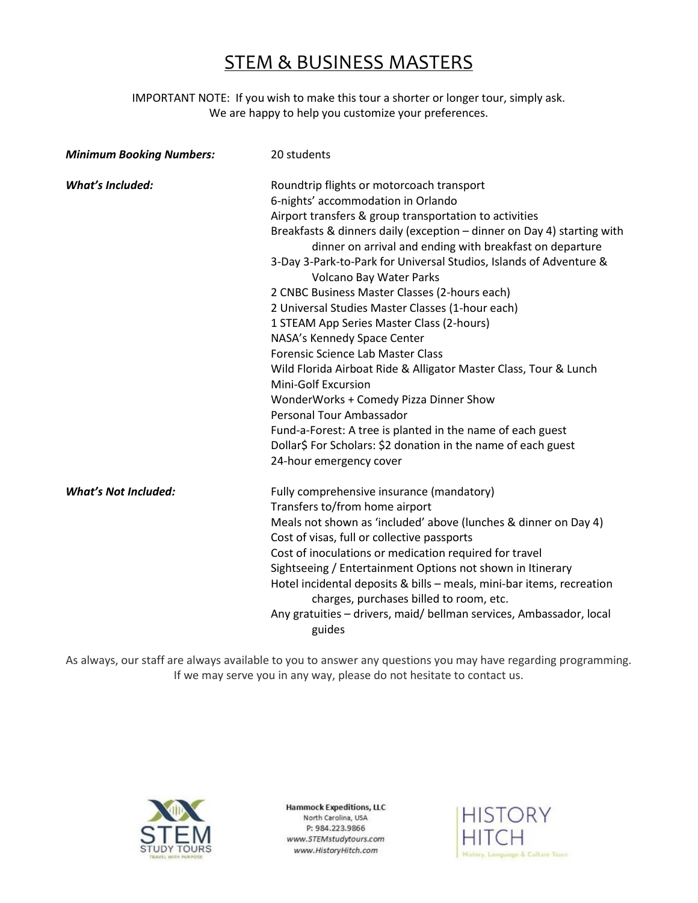# STEM & BUSINESS MASTERS

IMPORTANT NOTE: If you wish to make this tour a shorter or longer tour, simply ask. We are happy to help you customize your preferences.

| | |
|---|---|
| ***Minimum Booking Numbers:*** | 20 students |
| ***What's Included:*** | Roundtrip flights or motorcoach transport<br>6-nights' accommodation in Orlando<br>Airport transfers & group transportation to activities<br>Breakfasts & dinners daily (exception – dinner on Day 4) starting with dinner on arrival and ending with breakfast on departure<br>3-Day 3-Park-to-Park for Universal Studios, Islands of Adventure & Volcano Bay Water Parks<br>2 CNBC Business Master Classes (2-hours each)<br>2 Universal Studies Master Classes (1-hour each)<br>1 STEAM App Series Master Class (2-hours)<br>NASA's Kennedy Space Center<br>Forensic Science Lab Master Class<br>Wild Florida Airboat Ride & Alligator Master Class, Tour & Lunch<br>Mini-Golf Excursion<br>WonderWorks + Comedy Pizza Dinner Show<br>Personal Tour Ambassador<br>Fund-a-Forest: A tree is planted in the name of each guest<br>Dollar$ For Scholars: $2 donation in the name of each guest<br>24-hour emergency cover |
| ***What's Not Included:*** | Fully comprehensive insurance (mandatory)<br>Transfers to/from home airport<br>Meals not shown as 'included' above (lunches & dinner on Day 4)<br>Cost of visas, full or collective passports<br>Cost of inoculations or medication required for travel<br>Sightseeing / Entertainment Options not shown in Itinerary<br>Hotel incidental deposits & bills – meals, mini-bar items, recreation charges, purchases billed to room, etc.<br>Any gratuities – drivers, maid/ bellman services, Ambassador, local guides |

As always, our staff are always available to you to answer any questions you may have regarding programming. If we may serve you in any way, please do not hesitate to contact us.

STEM STUDY TOURS
TRAVEL WITH PURPOSE

**Hammock Expeditions, LLC**
North Carolina, USA
P: 984.223.9866
*www.STEMstudytours.com*
*www.HistoryHitch.com*

HISTORY HITCH
History, Language & Culture Tours